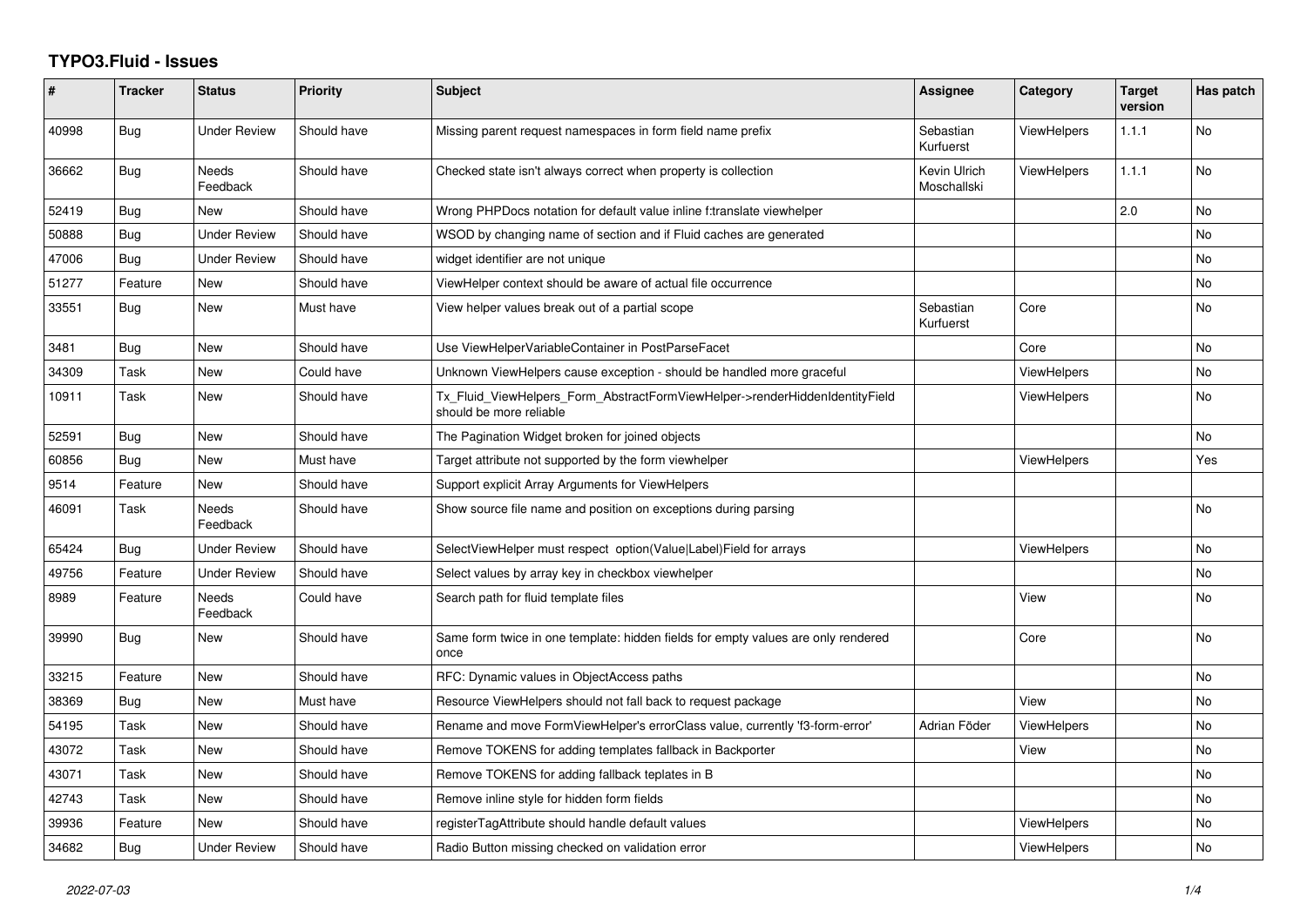# TYPO3.Fluid - Issues

| # | Tracker | Status | Priority | Subject | Assignee | Category | Target version | Has patch |
|---|---|---|---|---|---|---|---|---|
| 40998 | Bug | Under Review | Should have | Missing parent request namespaces in form field name prefix | Sebastian Kurfuerst | ViewHelpers | 1.1.1 | No |
| 36662 | Bug | Needs Feedback | Should have | Checked state isn't always correct when property is collection | Kevin Ulrich Moschallski | ViewHelpers | 1.1.1 | No |
| 52419 | Bug | New | Should have | Wrong PHPDocs notation for default value inline f:translate viewhelper | | | 2.0 | No |
| 50888 | Bug | Under Review | Should have | WSOD by changing name of section and if Fluid caches are generated | | | | No |
| 47006 | Bug | Under Review | Should have | widget identifier are not unique | | | | No |
| 51277 | Feature | New | Should have | ViewHelper context should be aware of actual file occurrence | | | | No |
| 33551 | Bug | New | Must have | View helper values break out of a partial scope | Sebastian Kurfuerst | Core | | No |
| 3481 | Bug | New | Should have | Use ViewHelperVariableContainer in PostParseFacet | | Core | | No |
| 34309 | Task | New | Could have | Unknown ViewHelpers cause exception - should be handled more graceful | | ViewHelpers | | No |
| 10911 | Task | New | Should have | Tx_Fluid_ViewHelpers_Form_AbstractFormViewHelper->renderHiddenIdentityField should be more reliable | | ViewHelpers | | No |
| 52591 | Bug | New | Should have | The Pagination Widget broken for joined objects | | | | No |
| 60856 | Bug | New | Must have | Target attribute not supported by the form viewhelper | | ViewHelpers | | Yes |
| 9514 | Feature | New | Should have | Support explicit Array Arguments for ViewHelpers | | | | |
| 46091 | Task | Needs Feedback | Should have | Show source file name and position on exceptions during parsing | | | | No |
| 65424 | Bug | Under Review | Should have | SelectViewHelper must respect option(Value\|Label)Field for arrays | | ViewHelpers | | No |
| 49756 | Feature | Under Review | Should have | Select values by array key in checkbox viewhelper | | | | No |
| 8989 | Feature | Needs Feedback | Could have | Search path for fluid template files | | View | | No |
| 39990 | Bug | New | Should have | Same form twice in one template: hidden fields for empty values are only rendered once | | Core | | No |
| 33215 | Feature | New | Should have | RFC: Dynamic values in ObjectAccess paths | | | | No |
| 38369 | Bug | New | Must have | Resource ViewHelpers should not fall back to request package | | View | | No |
| 54195 | Task | New | Should have | Rename and move FormViewHelper's errorClass value, currently 'f3-form-error' | Adrian Föder | ViewHelpers | | No |
| 43072 | Task | New | Should have | Remove TOKENS for adding templates fallback in Backporter | | View | | No |
| 43071 | Task | New | Should have | Remove TOKENS for adding fallback teplates in B | | | | No |
| 42743 | Task | New | Should have | Remove inline style for hidden form fields | | | | No |
| 39936 | Feature | New | Should have | registerTagAttribute should handle default values | | ViewHelpers | | No |
| 34682 | Bug | Under Review | Should have | Radio Button missing checked on validation error | | ViewHelpers | | No |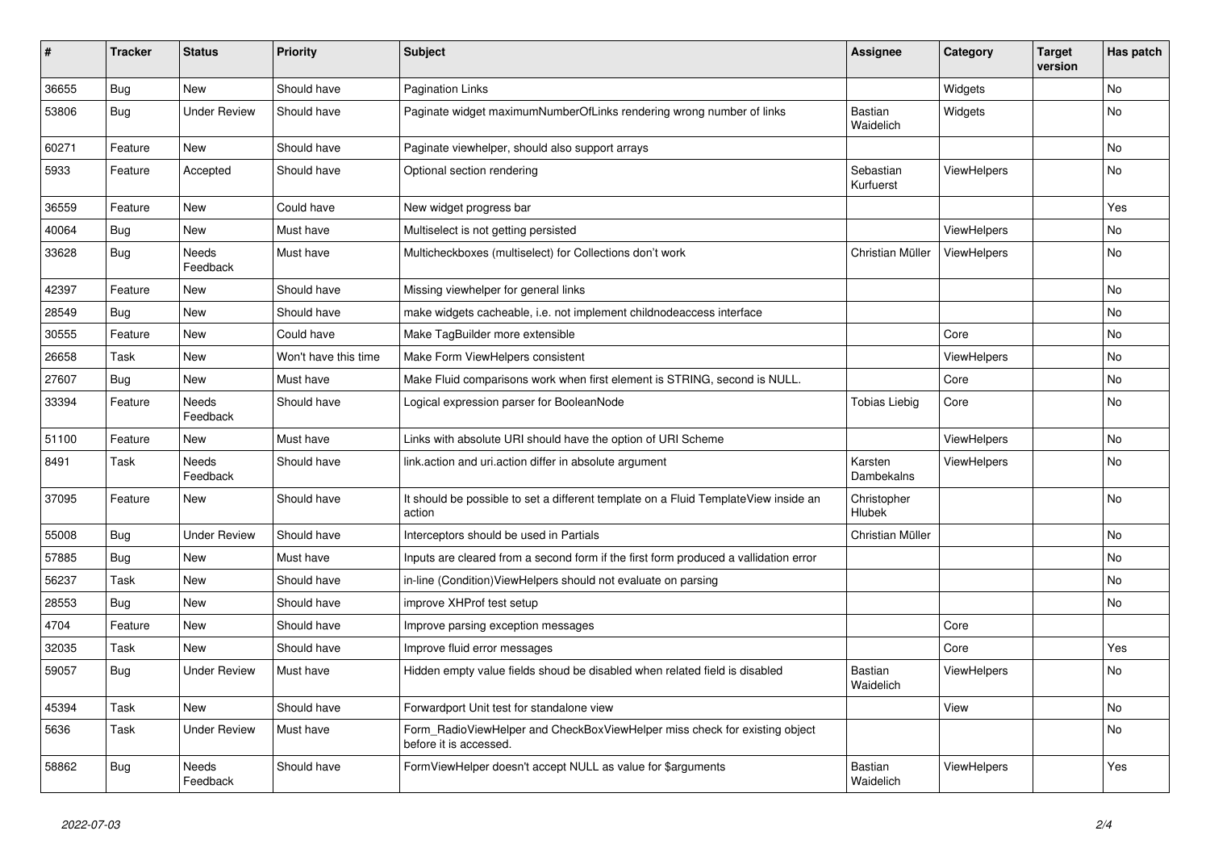| # | Tracker | Status | Priority | Subject | Assignee | Category | Target version | Has patch |
|---|---|---|---|---|---|---|---|---|
| 36655 | Bug | New | Should have | Pagination Links | | Widgets | | No |
| 53806 | Bug | Under Review | Should have | Paginate widget maximumNumberOfLinks rendering wrong number of links | Bastian Waidelich | Widgets | | No |
| 60271 | Feature | New | Should have | Paginate viewhelper, should also support arrays | | | | No |
| 5933 | Feature | Accepted | Should have | Optional section rendering | Sebastian Kurfuerst | ViewHelpers | | No |
| 36559 | Feature | New | Could have | New widget progress bar | | | | Yes |
| 40064 | Bug | New | Must have | Multiselect is not getting persisted | | ViewHelpers | | No |
| 33628 | Bug | Needs Feedback | Must have | Multicheckboxes (multiselect) for Collections don't work | Christian Müller | ViewHelpers | | No |
| 42397 | Feature | New | Should have | Missing viewhelper for general links | | | | No |
| 28549 | Bug | New | Should have | make widgets cacheable, i.e. not implement childnodeaccess interface | | | | No |
| 30555 | Feature | New | Could have | Make TagBuilder more extensible | | Core | | No |
| 26658 | Task | New | Won't have this time | Make Form ViewHelpers consistent | | ViewHelpers | | No |
| 27607 | Bug | New | Must have | Make Fluid comparisons work when first element is STRING, second is NULL. | | Core | | No |
| 33394 | Feature | Needs Feedback | Should have | Logical expression parser for BooleanNode | Tobias Liebig | Core | | No |
| 51100 | Feature | New | Must have | Links with absolute URI should have the option of URI Scheme | | ViewHelpers | | No |
| 8491 | Task | Needs Feedback | Should have | link.action and uri.action differ in absolute argument | Karsten Dambekalns | ViewHelpers | | No |
| 37095 | Feature | New | Should have | It should be possible to set a different template on a Fluid TemplateView inside an action | Christopher Hlubek | | | No |
| 55008 | Bug | Under Review | Should have | Interceptors should be used in Partials | Christian Müller | | | No |
| 57885 | Bug | New | Must have | Inputs are cleared from a second form if the first form produced a vallidation error | | | | No |
| 56237 | Task | New | Should have | in-line (Condition)ViewHelpers should not evaluate on parsing | | | | No |
| 28553 | Bug | New | Should have | improve XHProf test setup | | | | No |
| 4704 | Feature | New | Should have | Improve parsing exception messages | | Core | | |
| 32035 | Task | New | Should have | Improve fluid error messages | | Core | | Yes |
| 59057 | Bug | Under Review | Must have | Hidden empty value fields shoud be disabled when related field is disabled | Bastian Waidelich | ViewHelpers | | No |
| 45394 | Task | New | Should have | Forwardport Unit test for standalone view | | View | | No |
| 5636 | Task | Under Review | Must have | Form_RadioViewHelper and CheckBoxViewHelper miss check for existing object before it is accessed. | | | | No |
| 58862 | Bug | Needs Feedback | Should have | FormViewHelper doesn't accept NULL as value for $arguments | Bastian Waidelich | ViewHelpers | | Yes |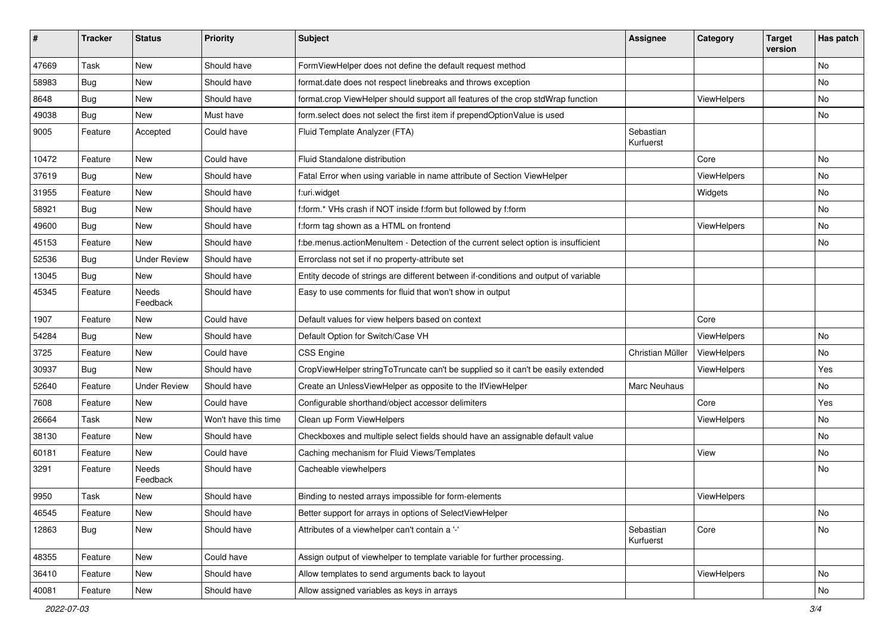| # | Tracker | Status | Priority | Subject | Assignee | Category | Target version | Has patch |
|---|---|---|---|---|---|---|---|---|
| 47669 | Task | New | Should have | FormViewHelper does not define the default request method | | | | No |
| 58983 | Bug | New | Should have | format.date does not respect linebreaks and throws exception | | | | No |
| 8648 | Bug | New | Should have | format.crop ViewHelper should support all features of the crop stdWrap function | | ViewHelpers | | No |
| 49038 | Bug | New | Must have | form.select does not select the first item if prependOptionValue is used | | | | No |
| 9005 | Feature | Accepted | Could have | Fluid Template Analyzer (FTA) | Sebastian Kurfuerst | | | |
| 10472 | Feature | New | Could have | Fluid Standalone distribution | | Core | | No |
| 37619 | Bug | New | Should have | Fatal Error when using variable in name attribute of Section ViewHelper | | ViewHelpers | | No |
| 31955 | Feature | New | Should have | f:uri.widget | | Widgets | | No |
| 58921 | Bug | New | Should have | f:form.* VHs crash if NOT inside f:form but followed by f:form | | | | No |
| 49600 | Bug | New | Should have | f:form tag shown as a HTML on frontend | | ViewHelpers | | No |
| 45153 | Feature | New | Should have | f:be.menus.actionMenuItem - Detection of the current select option is insufficient | | | | No |
| 52536 | Bug | Under Review | Should have | Errorclass not set if no property-attribute set | | | | |
| 13045 | Bug | New | Should have | Entity decode of strings are different between if-conditions and output of variable | | | | |
| 45345 | Feature | Needs Feedback | Should have | Easy to use comments for fluid that won't show in output | | | | |
| 1907 | Feature | New | Could have | Default values for view helpers based on context | | Core | | |
| 54284 | Bug | New | Should have | Default Option for Switch/Case VH | | ViewHelpers | | No |
| 3725 | Feature | New | Could have | CSS Engine | Christian Müller | ViewHelpers | | No |
| 30937 | Bug | New | Should have | CropViewHelper stringToTruncate can't be supplied so it can't be easily extended | | ViewHelpers | | Yes |
| 52640 | Feature | Under Review | Should have | Create an UnlessViewHelper as opposite to the IfViewHelper | Marc Neuhaus | | | No |
| 7608 | Feature | New | Could have | Configurable shorthand/object accessor delimiters | | Core | | Yes |
| 26664 | Task | New | Won't have this time | Clean up Form ViewHelpers | | ViewHelpers | | No |
| 38130 | Feature | New | Should have | Checkboxes and multiple select fields should have an assignable default value | | | | No |
| 60181 | Feature | New | Could have | Caching mechanism for Fluid Views/Templates | | View | | No |
| 3291 | Feature | Needs Feedback | Should have | Cacheable viewhelpers | | | | No |
| 9950 | Task | New | Should have | Binding to nested arrays impossible for form-elements | | ViewHelpers | | |
| 46545 | Feature | New | Should have | Better support for arrays in options of SelectViewHelper | | | | No |
| 12863 | Bug | New | Should have | Attributes of a viewhelper can't contain a '-' | Sebastian Kurfuerst | Core | | No |
| 48355 | Feature | New | Could have | Assign output of viewhelper to template variable for further processing. | | | | |
| 36410 | Feature | New | Should have | Allow templates to send arguments back to layout | | ViewHelpers | | No |
| 40081 | Feature | New | Should have | Allow assigned variables as keys in arrays | | | | No |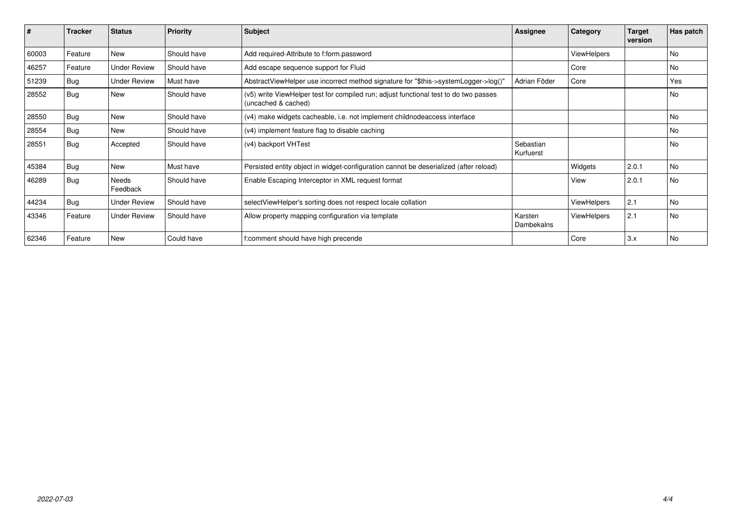| # | Tracker | Status | Priority | Subject | Assignee | Category | Target version | Has patch |
|---|---|---|---|---|---|---|---|---|
| 60003 | Feature | New | Should have | Add required-Attribute to f:form.password | | ViewHelpers | | No |
| 46257 | Feature | Under Review | Should have | Add escape sequence support for Fluid | | Core | | No |
| 51239 | Bug | Under Review | Must have | AbstractViewHelper use incorrect method signature for "$this->systemLogger->log()" | Adrian Föder | Core | | Yes |
| 28552 | Bug | New | Should have | (v5) write ViewHelper test for compiled run; adjust functional test to do two passes (uncached & cached) | | | | No |
| 28550 | Bug | New | Should have | (v4) make widgets cacheable, i.e. not implement childnodeaccess interface | | | | No |
| 28554 | Bug | New | Should have | (v4) implement feature flag to disable caching | | | | No |
| 28551 | Bug | Accepted | Should have | (v4) backport VHTest | Sebastian Kurfuerst | | | No |
| 45384 | Bug | New | Must have | Persisted entity object in widget-configuration cannot be deserialized (after reload) | | Widgets | 2.0.1 | No |
| 46289 | Bug | Needs Feedback | Should have | Enable Escaping Interceptor in XML request format | | View | 2.0.1 | No |
| 44234 | Bug | Under Review | Should have | selectViewHelper's sorting does not respect locale collation | | ViewHelpers | 2.1 | No |
| 43346 | Feature | Under Review | Should have | Allow property mapping configuration via template | Karsten Dambekalns | ViewHelpers | 2.1 | No |
| 62346 | Feature | New | Could have | f:comment should have high precende | | Core | 3.x | No |

*2022-07-03*